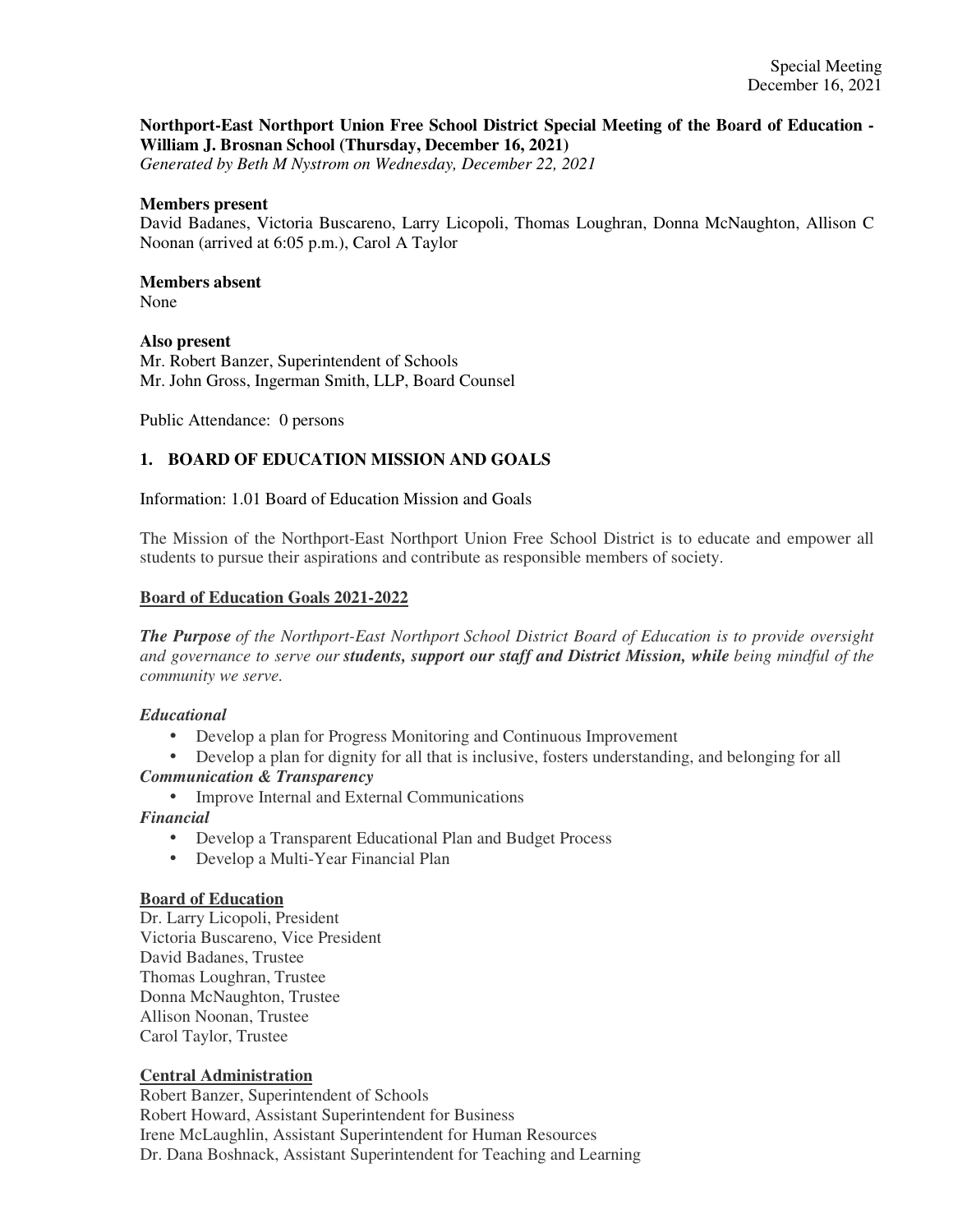**Northport-East Northport Union Free School District Special Meeting of the Board of Education - William J. Brosnan School (Thursday, December 16, 2021)**
*Generated by Beth M Nystrom on Wednesday, December 22, 2021*

**Members present**
David Badanes, Victoria Buscareno, Larry Licopoli, Thomas Loughran, Donna McNaughton, Allison C Noonan (arrived at 6:05 p.m.), Carol A Taylor

**Members absent**
None

**Also present**
Mr. Robert Banzer, Superintendent of Schools
Mr. John Gross, Ingerman Smith, LLP, Board Counsel

Public Attendance: 0 persons

## 1. BOARD OF EDUCATION MISSION AND GOALS

Information: 1.01 Board of Education Mission and Goals

The Mission of the Northport-East Northport Union Free School District is to educate and empower all students to pursue their aspirations and contribute as responsible members of society.

**Board of Education Goals 2021-2022**

***The Purpose*** *of the Northport-East Northport School District Board of Education is to provide oversight and governance to serve our* ***students, support our staff and District Mission, while*** *being mindful of the community we serve.*

***Educational***

- Develop a plan for Progress Monitoring and Continuous Improvement
- Develop a plan for dignity for all that is inclusive, fosters understanding, and belonging for all

***Communication & Transparency***

- Improve Internal and External Communications

***Financial***

- Develop a Transparent Educational Plan and Budget Process
- Develop a Multi-Year Financial Plan

**Board of Education**
Dr. Larry Licopoli, President
Victoria Buscareno, Vice President
David Badanes, Trustee
Thomas Loughran, Trustee
Donna McNaughton, Trustee
Allison Noonan, Trustee
Carol Taylor, Trustee

**Central Administration**
Robert Banzer, Superintendent of Schools
Robert Howard, Assistant Superintendent for Business
Irene McLaughlin, Assistant Superintendent for Human Resources
Dr. Dana Boshnack, Assistant Superintendent for Teaching and Learning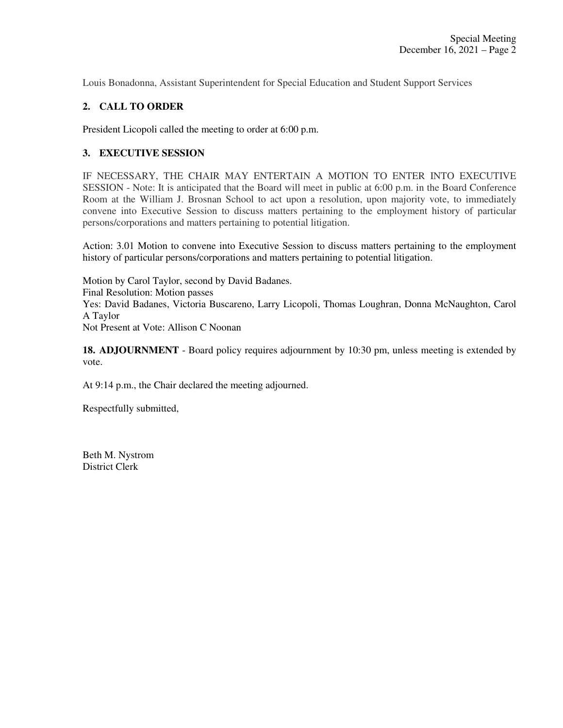Louis Bonadonna, Assistant Superintendent for Special Education and Student Support Services

## 2. CALL TO ORDER

President Licopoli called the meeting to order at 6:00 p.m.

## 3. EXECUTIVE SESSION

IF NECESSARY, THE CHAIR MAY ENTERTAIN A MOTION TO ENTER INTO EXECUTIVE SESSION - Note: It is anticipated that the Board will meet in public at 6:00 p.m. in the Board Conference Room at the William J. Brosnan School to act upon a resolution, upon majority vote, to immediately convene into Executive Session to discuss matters pertaining to the employment history of particular persons/corporations and matters pertaining to potential litigation.

Action: 3.01 Motion to convene into Executive Session to discuss matters pertaining to the employment history of particular persons/corporations and matters pertaining to potential litigation.

Motion by Carol Taylor, second by David Badanes.
Final Resolution: Motion passes
Yes: David Badanes, Victoria Buscareno, Larry Licopoli, Thomas Loughran, Donna McNaughton, Carol A Taylor
Not Present at Vote: Allison C Noonan

**18. ADJOURNMENT** - Board policy requires adjournment by 10:30 pm, unless meeting is extended by vote.

At 9:14 p.m., the Chair declared the meeting adjourned.

Respectfully submitted,

Beth M. Nystrom
District Clerk